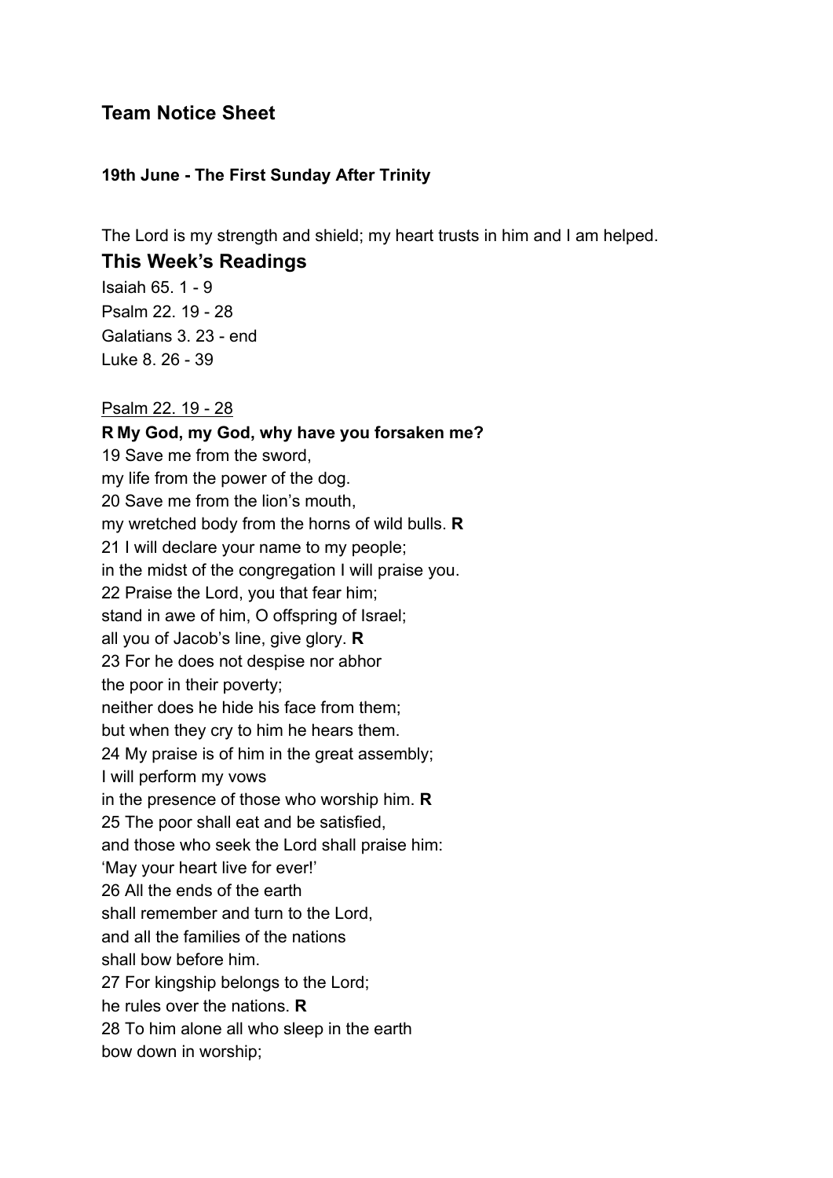# Team Notice Sheet

**19th June - The First Sunday After Trinity**

The Lord is my strength and shield; my heart trusts in him and I am helped.

## This Week's Readings

Isaiah 65. 1 - 9
Psalm 22. 19 - 28
Galatians 3. 23 - end
Luke 8. 26 - 39

<u>Psalm 22. 19 - 28</u>

**R My God, my God, why have you forsaken me?**
19 Save me from the sword,
my life from the power of the dog.
20 Save me from the lion's mouth,
my wretched body from the horns of wild bulls. **R**
21 I will declare your name to my people;
in the midst of the congregation I will praise you.
22 Praise the Lord, you that fear him;
stand in awe of him, O offspring of Israel;
all you of Jacob's line, give glory. **R**
23 For he does not despise nor abhor
the poor in their poverty;
neither does he hide his face from them;
but when they cry to him he hears them.
24 My praise is of him in the great assembly;
I will perform my vows
in the presence of those who worship him. **R**
25 The poor shall eat and be satisfied,
and those who seek the Lord shall praise him:
'May your heart live for ever!'
26 All the ends of the earth
shall remember and turn to the Lord,
and all the families of the nations
shall bow before him.
27 For kingship belongs to the Lord;
he rules over the nations. **R**
28 To him alone all who sleep in the earth
bow down in worship;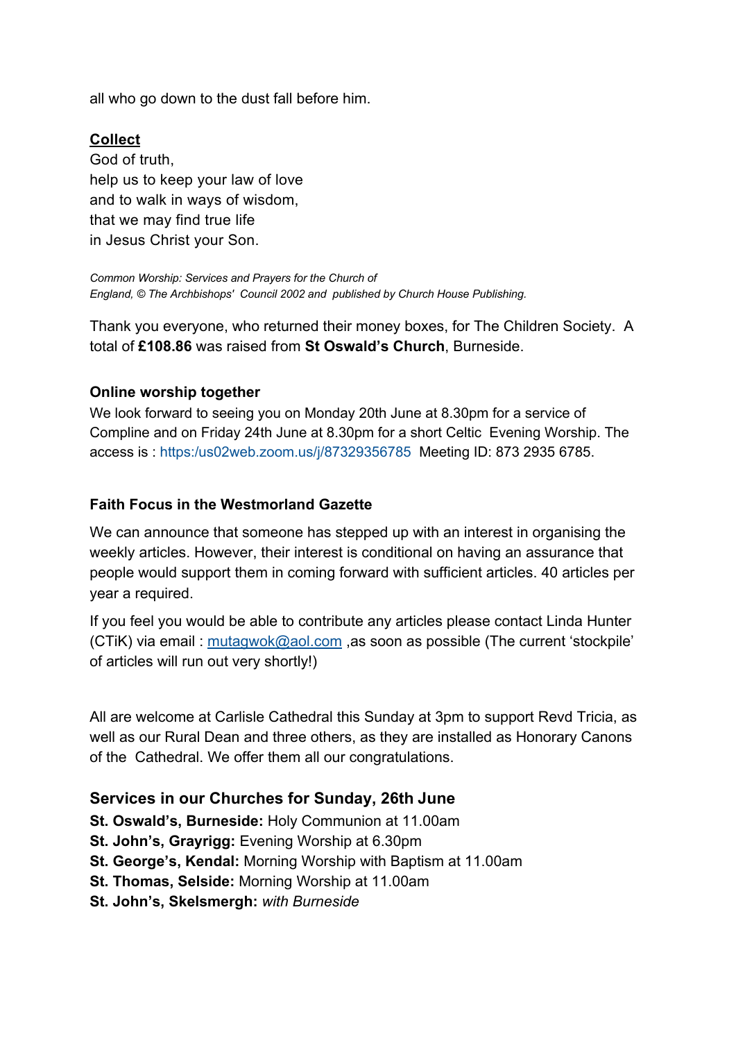all who go down to the dust fall before him.

**Collect**

God of truth,
help us to keep your law of love
and to walk in ways of wisdom,
that we may find true life
in Jesus Christ your Son.

*Common Worship: Services and Prayers for the Church of England, © The Archbishops' Council 2002 and published by Church House Publishing.*

Thank you everyone, who returned their money boxes, for The Children Society. A total of **£108.86** was raised from **St Oswald's Church**, Burneside.

### Online worship together

We look forward to seeing you on Monday 20th June at 8.30pm for a service of Compline and on Friday 24th June at 8.30pm for a short Celtic Evening Worship. The access is : https:/us02web.zoom.us/j/87329356785 Meeting ID: 873 2935 6785.

### Faith Focus in the Westmorland Gazette

We can announce that someone has stepped up with an interest in organising the weekly articles. However, their interest is conditional on having an assurance that people would support them in coming forward with sufficient articles. 40 articles per year a required.

If you feel you would be able to contribute any articles please contact Linda Hunter (CTiK) via email : mutagwok@aol.com ,as soon as possible (The current 'stockpile' of articles will run out very shortly!)

All are welcome at Carlisle Cathedral this Sunday at 3pm to support Revd Tricia, as well as our Rural Dean and three others, as they are installed as Honorary Canons of the Cathedral. We offer them all our congratulations.

### Services in our Churches for Sunday, 26th June

**St. Oswald's, Burneside:** Holy Communion at 11.00am
**St. John's, Grayrigg:** Evening Worship at 6.30pm
**St. George's, Kendal:** Morning Worship with Baptism at 11.00am
**St. Thomas, Selside:** Morning Worship at 11.00am
**St. John's, Skelsmergh:** *with Burneside*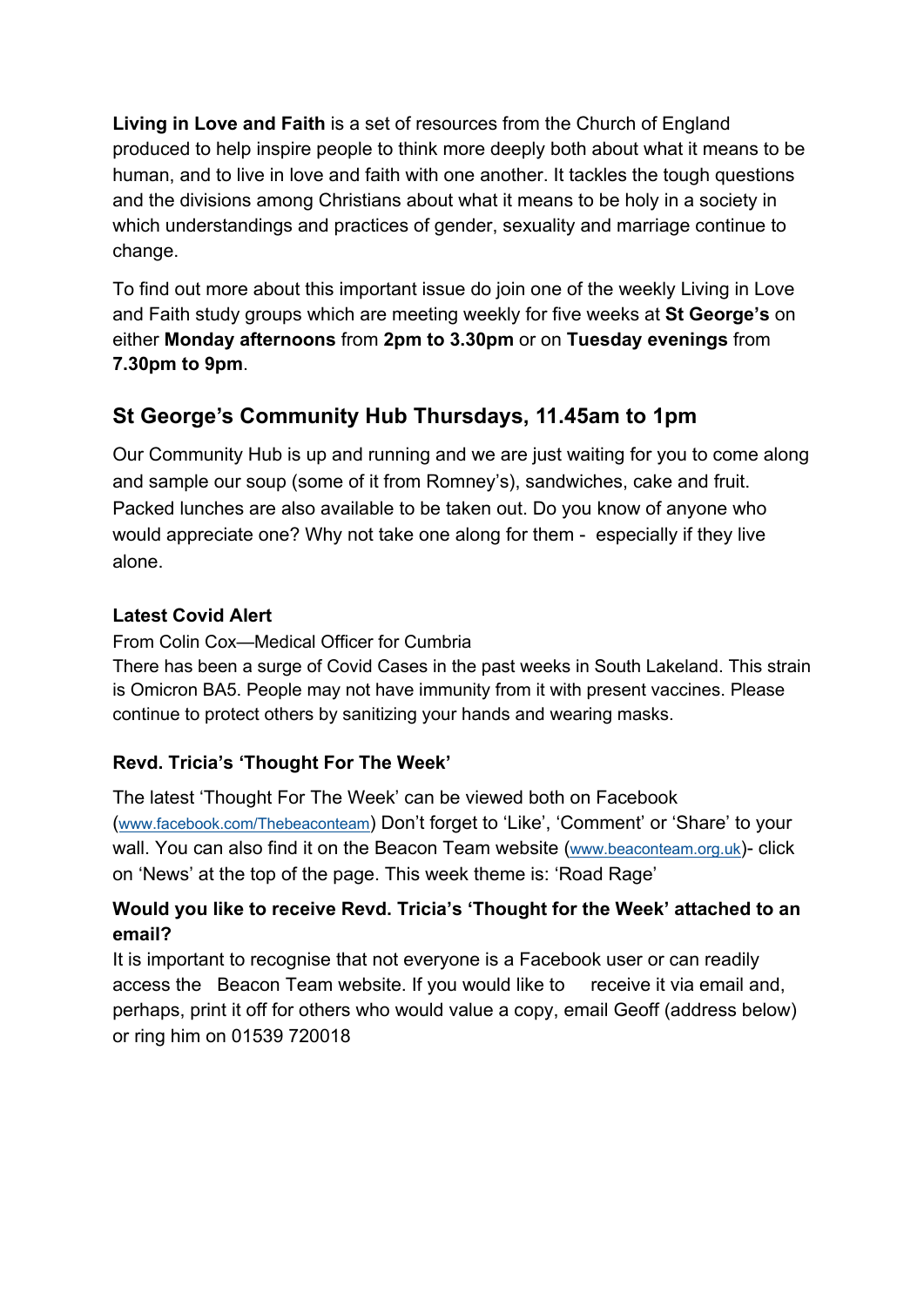**Living in Love and Faith** is a set of resources from the Church of England produced to help inspire people to think more deeply both about what it means to be human, and to live in love and faith with one another. It tackles the tough questions and the divisions among Christians about what it means to be holy in a society in which understandings and practices of gender, sexuality and marriage continue to change.

To find out more about this important issue do join one of the weekly Living in Love and Faith study groups which are meeting weekly for five weeks at **St George's** on either **Monday afternoons** from **2pm to 3.30pm** or on **Tuesday evenings** from **7.30pm to 9pm**.

## St George's Community Hub Thursdays, 11.45am to 1pm

Our Community Hub is up and running and we are just waiting for you to come along and sample our soup (some of it from Romney's), sandwiches, cake and fruit. Packed lunches are also available to be taken out. Do you know of anyone who would appreciate one? Why not take one along for them - especially if they live alone.

**Latest Covid Alert**

From Colin Cox—Medical Officer for Cumbria
There has been a surge of Covid Cases in the past weeks in South Lakeland. This strain is Omicron BA5. People may not have immunity from it with present vaccines. Please continue to protect others by sanitizing your hands and wearing masks.

**Revd. Tricia's 'Thought For The Week'**

The latest 'Thought For The Week' can be viewed both on Facebook (www.facebook.com/Thebeaconteam) Don't forget to 'Like', 'Comment' or 'Share' to your wall. You can also find it on the Beacon Team website (www.beaconteam.org.uk)- click on 'News' at the top of the page. This week theme is: 'Road Rage'

**Would you like to receive Revd. Tricia's 'Thought for the Week' attached to an email?**

It is important to recognise that not everyone is a Facebook user or can readily access the Beacon Team website. If you would like to receive it via email and, perhaps, print it off for others who would value a copy, email Geoff (address below) or ring him on 01539 720018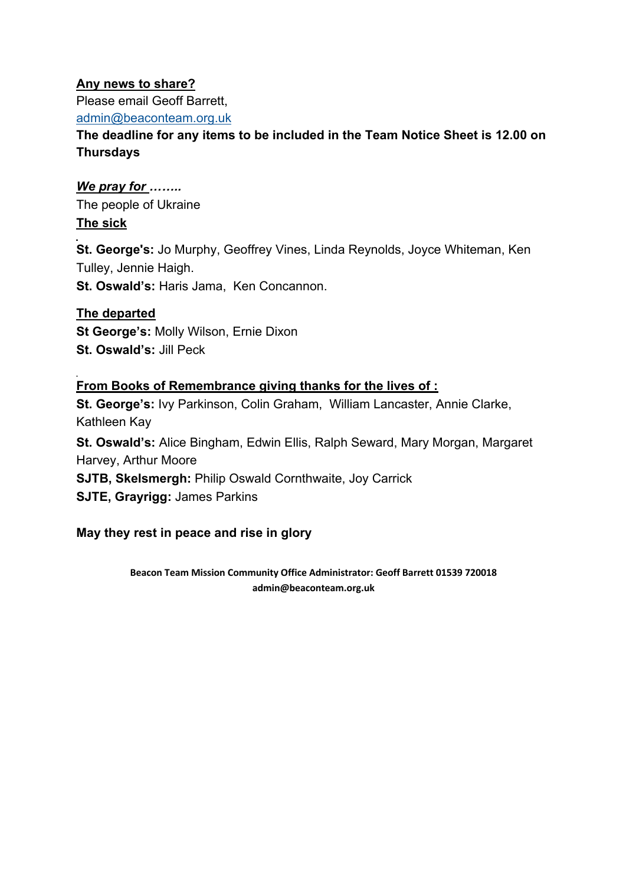**Any news to share?**

Please email Geoff Barrett,
admin@beaconteam.org.uk

**The deadline for any items to be included in the Team Notice Sheet is 12.00 on Thursdays**

***We pray for ……..***

The people of Ukraine

**The sick**

**St. George's:** Jo Murphy, Geoffrey Vines, Linda Reynolds, Joyce Whiteman, Ken Tulley, Jennie Haigh.

**St. Oswald's:** Haris Jama, Ken Concannon.

**The departed**

**St George's:** Molly Wilson, Ernie Dixon

**St. Oswald's:** Jill Peck

**From Books of Remembrance giving thanks for the lives of :**

**St. George's:** Ivy Parkinson, Colin Graham, William Lancaster, Annie Clarke, Kathleen Kay

**St. Oswald's:** Alice Bingham, Edwin Ellis, Ralph Seward, Mary Morgan, Margaret Harvey, Arthur Moore

**SJTB, Skelsmergh:** Philip Oswald Cornthwaite, Joy Carrick

**SJTE, Grayrigg:** James Parkins

**May they rest in peace and rise in glory**

**Beacon Team Mission Community Office Administrator: Geoff Barrett 01539 720018**
**admin@beaconteam.org.uk**